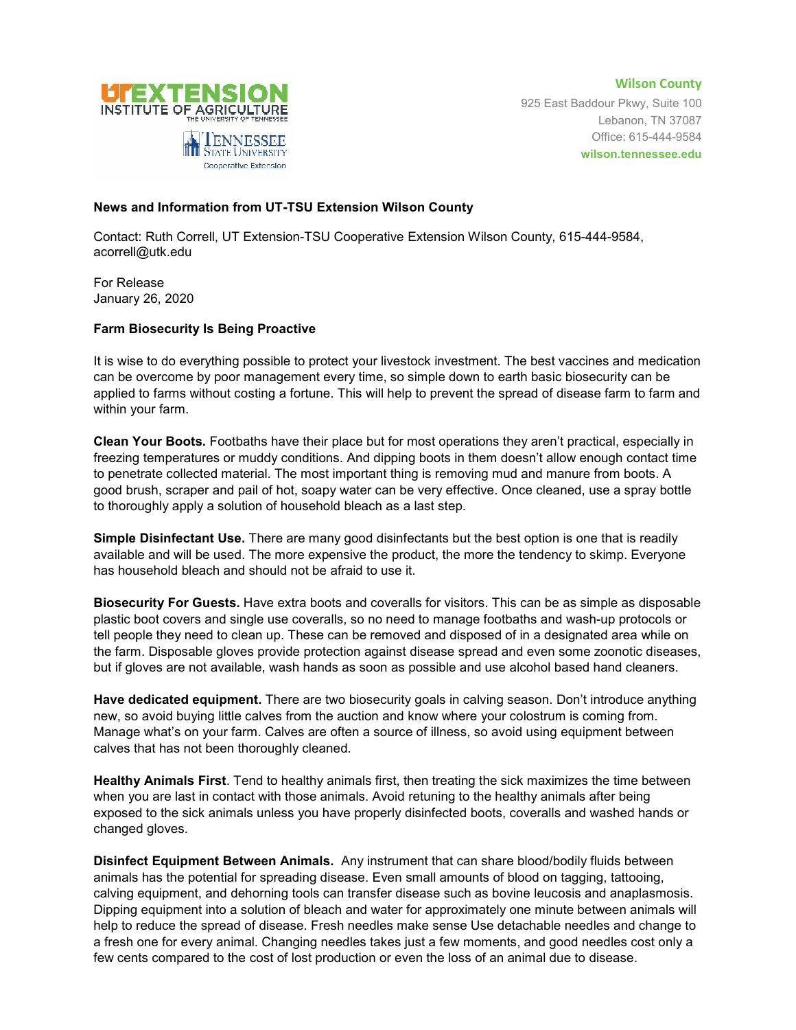UTEXTENSION
INSTITUTE OF AGRICULTURE
THE UNIVERSITY OF TENNESSEE

TENNESSEE STATE UNIVERSITY
Cooperative Extension

**Wilson County**
925 East Baddour Pkwy, Suite 100
Lebanon, TN 37087
Office: 615-444-9584
**wilson.tennessee.edu**

**News and Information from UT-TSU Extension Wilson County**

Contact: Ruth Correll, UT Extension-TSU Cooperative Extension Wilson County, 615-444-9584, acorrell@utk.edu

For Release
January 26, 2020

**Farm Biosecurity Is Being Proactive**

It is wise to do everything possible to protect your livestock investment. The best vaccines and medication can be overcome by poor management every time, so simple down to earth basic biosecurity can be applied to farms without costing a fortune. This will help to prevent the spread of disease farm to farm and within your farm.

**Clean Your Boots.** Footbaths have their place but for most operations they aren't practical, especially in freezing temperatures or muddy conditions. And dipping boots in them doesn't allow enough contact time to penetrate collected material. The most important thing is removing mud and manure from boots. A good brush, scraper and pail of hot, soapy water can be very effective. Once cleaned, use a spray bottle to thoroughly apply a solution of household bleach as a last step.

**Simple Disinfectant Use.** There are many good disinfectants but the best option is one that is readily available and will be used. The more expensive the product, the more the tendency to skimp. Everyone has household bleach and should not be afraid to use it.

**Biosecurity For Guests.** Have extra boots and coveralls for visitors. This can be as simple as disposable plastic boot covers and single use coveralls, so no need to manage footbaths and wash-up protocols or tell people they need to clean up. These can be removed and disposed of in a designated area while on the farm. Disposable gloves provide protection against disease spread and even some zoonotic diseases, but if gloves are not available, wash hands as soon as possible and use alcohol based hand cleaners.

**Have dedicated equipment.** There are two biosecurity goals in calving season. Don't introduce anything new, so avoid buying little calves from the auction and know where your colostrum is coming from. Manage what's on your farm. Calves are often a source of illness, so avoid using equipment between calves that has not been thoroughly cleaned.

**Healthy Animals First**. Tend to healthy animals first, then treating the sick maximizes the time between when you are last in contact with those animals. Avoid retuning to the healthy animals after being exposed to the sick animals unless you have properly disinfected boots, coveralls and washed hands or changed gloves.

**Disinfect Equipment Between Animals.** Any instrument that can share blood/bodily fluids between animals has the potential for spreading disease. Even small amounts of blood on tagging, tattooing, calving equipment, and dehorning tools can transfer disease such as bovine leucosis and anaplasmosis. Dipping equipment into a solution of bleach and water for approximately one minute between animals will help to reduce the spread of disease. Fresh needles make sense Use detachable needles and change to a fresh one for every animal. Changing needles takes just a few moments, and good needles cost only a few cents compared to the cost of lost production or even the loss of an animal due to disease.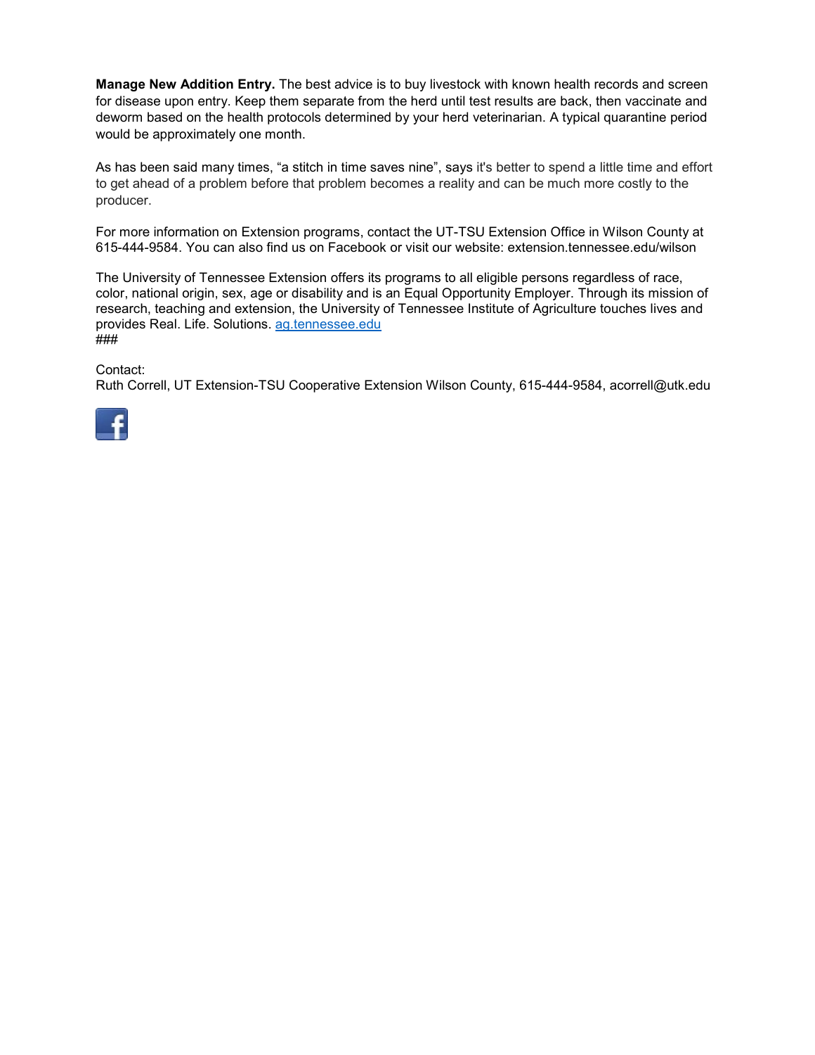**Manage New Addition Entry.** The best advice is to buy livestock with known health records and screen for disease upon entry. Keep them separate from the herd until test results are back, then vaccinate and deworm based on the health protocols determined by your herd veterinarian. A typical quarantine period would be approximately one month.

As has been said many times, “a stitch in time saves nine”, says it's better to spend a little time and effort to get ahead of a problem before that problem becomes a reality and can be much more costly to the producer.

For more information on Extension programs, contact the UT-TSU Extension Office in Wilson County at 615-444-9584. You can also find us on Facebook or visit our website: extension.tennessee.edu/wilson

The University of Tennessee Extension offers its programs to all eligible persons regardless of race, color, national origin, sex, age or disability and is an Equal Opportunity Employer. Through its mission of research, teaching and extension, the University of Tennessee Institute of Agriculture touches lives and provides Real. Life. Solutions. [ag.tennessee.edu](ag.tennessee.edu)
###

Contact:
Ruth Correll, UT Extension-TSU Cooperative Extension Wilson County, 615-444-9584, acorrell@utk.edu